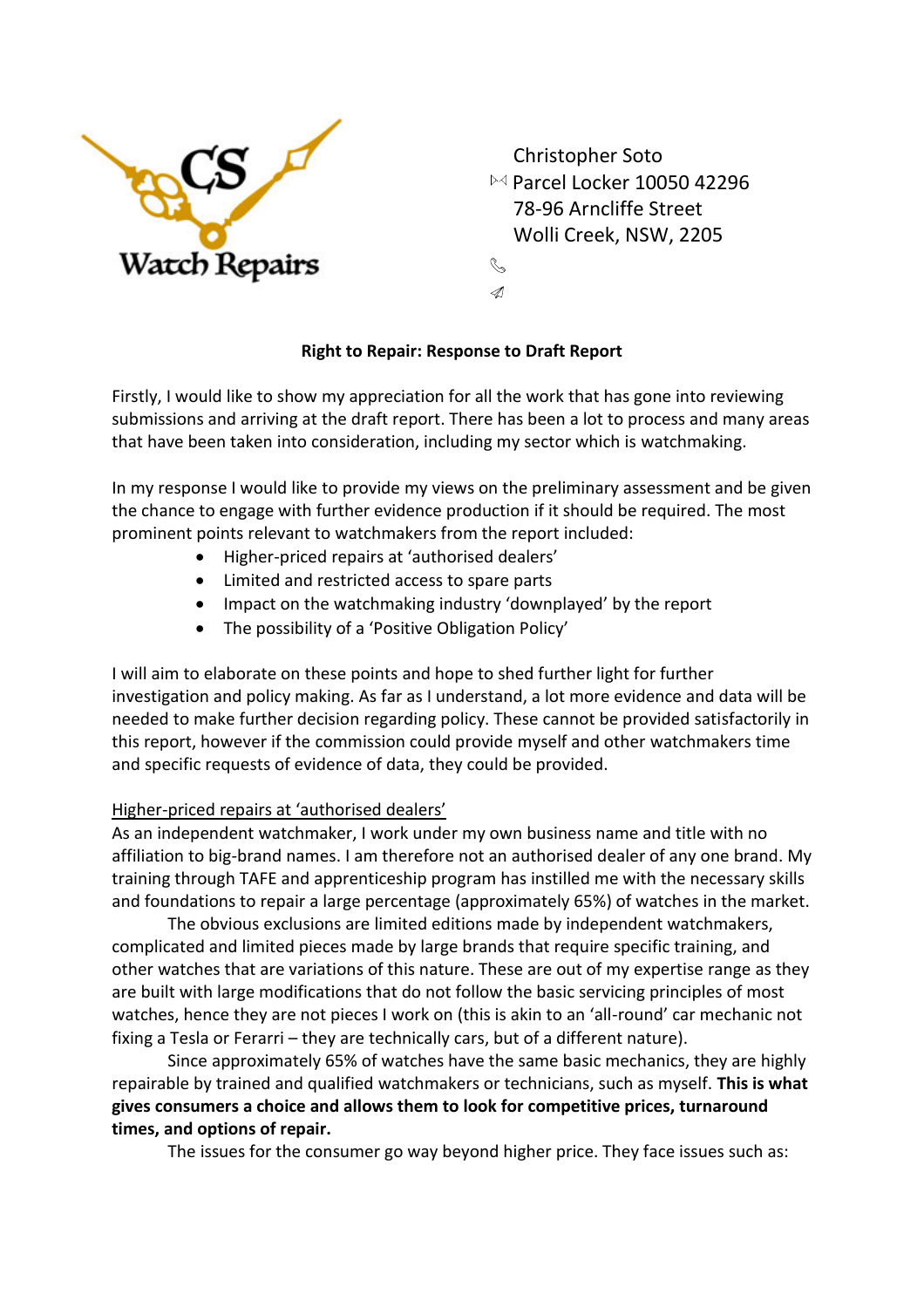CS Watch Repairs

Christopher Soto
Parcel Locker 10050 42296
78-96 Arncliffe Street
Wolli Creek, NSW, 2205

**Right to Repair: Response to Draft Report**

Firstly, I would like to show my appreciation for all the work that has gone into reviewing submissions and arriving at the draft report. There has been a lot to process and many areas that have been taken into consideration, including my sector which is watchmaking.

In my response I would like to provide my views on the preliminary assessment and be given the chance to engage with further evidence production if it should be required. The most prominent points relevant to watchmakers from the report included:

- Higher-priced repairs at 'authorised dealers'
- Limited and restricted access to spare parts
- Impact on the watchmaking industry 'downplayed' by the report
- The possibility of a 'Positive Obligation Policy'

I will aim to elaborate on these points and hope to shed further light for further investigation and policy making. As far as I understand, a lot more evidence and data will be needed to make further decision regarding policy. These cannot be provided satisfactorily in this report, however if the commission could provide myself and other watchmakers time and specific requests of evidence of data, they could be provided.

Higher-priced repairs at 'authorised dealers'

As an independent watchmaker, I work under my own business name and title with no affiliation to big-brand names. I am therefore not an authorised dealer of any one brand. My training through TAFE and apprenticeship program has instilled me with the necessary skills and foundations to repair a large percentage (approximately 65%) of watches in the market.

The obvious exclusions are limited editions made by independent watchmakers, complicated and limited pieces made by large brands that require specific training, and other watches that are variations of this nature. These are out of my expertise range as they are built with large modifications that do not follow the basic servicing principles of most watches, hence they are not pieces I work on (this is akin to an 'all-round' car mechanic not fixing a Tesla or Ferarri – they are technically cars, but of a different nature).

Since approximately 65% of watches have the same basic mechanics, they are highly repairable by trained and qualified watchmakers or technicians, such as myself. **This is what gives consumers a choice and allows them to look for competitive prices, turnaround times, and options of repair.**

The issues for the consumer go way beyond higher price. They face issues such as: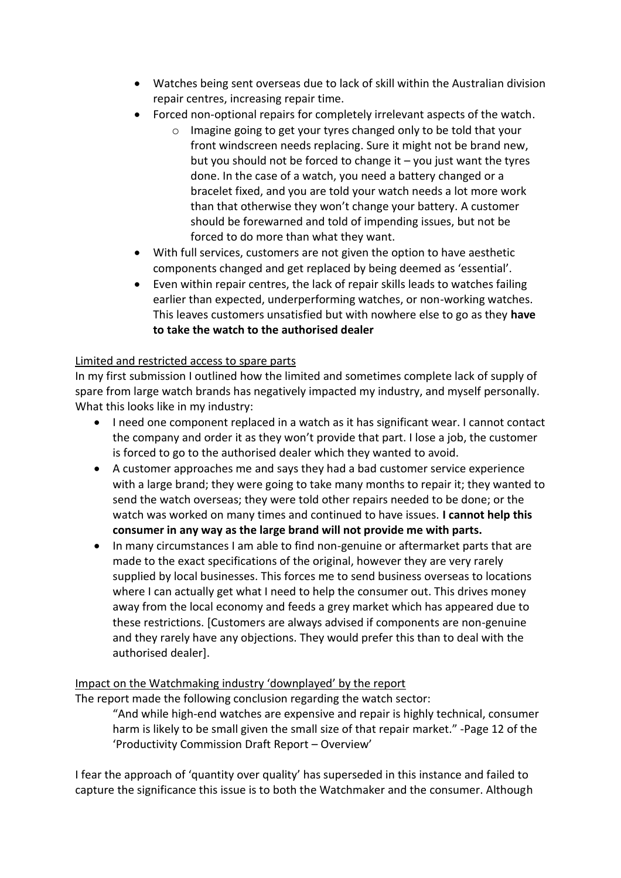- Watches being sent overseas due to lack of skill within the Australian division repair centres, increasing repair time.
- Forced non-optional repairs for completely irrelevant aspects of the watch.
    - Imagine going to get your tyres changed only to be told that your front windscreen needs replacing. Sure it might not be brand new, but you should not be forced to change it – you just want the tyres done. In the case of a watch, you need a battery changed or a bracelet fixed, and you are told your watch needs a lot more work than that otherwise they won't change your battery. A customer should be forewarned and told of impending issues, but not be forced to do more than what they want.
- With full services, customers are not given the option to have aesthetic components changed and get replaced by being deemed as 'essential'.
- Even within repair centres, the lack of repair skills leads to watches failing earlier than expected, underperforming watches, or non-working watches. This leaves customers unsatisfied but with nowhere else to go as they **have to take the watch to the authorised dealer**

<u>Limited and restricted access to spare parts</u>

In my first submission I outlined how the limited and sometimes complete lack of supply of spare from large watch brands has negatively impacted my industry, and myself personally. What this looks like in my industry:

- I need one component replaced in a watch as it has significant wear. I cannot contact the company and order it as they won't provide that part. I lose a job, the customer is forced to go to the authorised dealer which they wanted to avoid.
- A customer approaches me and says they had a bad customer service experience with a large brand; they were going to take many months to repair it; they wanted to send the watch overseas; they were told other repairs needed to be done; or the watch was worked on many times and continued to have issues. **I cannot help this consumer in any way as the large brand will not provide me with parts.**
- In many circumstances I am able to find non-genuine or aftermarket parts that are made to the exact specifications of the original, however they are very rarely supplied by local businesses. This forces me to send business overseas to locations where I can actually get what I need to help the consumer out. This drives money away from the local economy and feeds a grey market which has appeared due to these restrictions. [Customers are always advised if components are non-genuine and they rarely have any objections. They would prefer this than to deal with the authorised dealer].

<u>Impact on the Watchmaking industry 'downplayed' by the report</u>

The report made the following conclusion regarding the watch sector:

> "And while high-end watches are expensive and repair is highly technical, consumer harm is likely to be small given the small size of that repair market." -Page 12 of the 'Productivity Commission Draft Report – Overview'

I fear the approach of 'quantity over quality' has superseded in this instance and failed to capture the significance this issue is to both the Watchmaker and the consumer. Although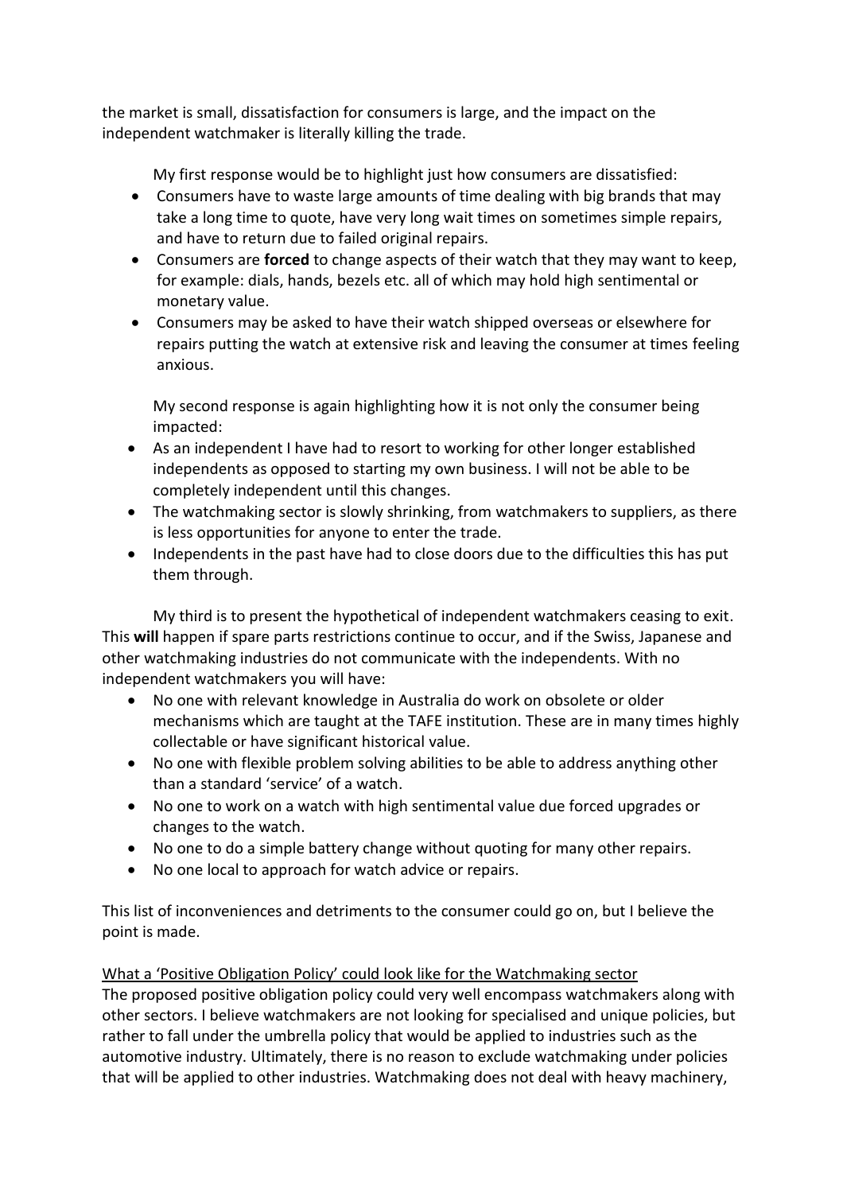the market is small, dissatisfaction for consumers is large, and the impact on the independent watchmaker is literally killing the trade.

My first response would be to highlight just how consumers are dissatisfied:

- Consumers have to waste large amounts of time dealing with big brands that may take a long time to quote, have very long wait times on sometimes simple repairs, and have to return due to failed original repairs.
- Consumers are **forced** to change aspects of their watch that they may want to keep, for example: dials, hands, bezels etc. all of which may hold high sentimental or monetary value.
- Consumers may be asked to have their watch shipped overseas or elsewhere for repairs putting the watch at extensive risk and leaving the consumer at times feeling anxious.

My second response is again highlighting how it is not only the consumer being impacted:

- As an independent I have had to resort to working for other longer established independents as opposed to starting my own business. I will not be able to be completely independent until this changes.
- The watchmaking sector is slowly shrinking, from watchmakers to suppliers, as there is less opportunities for anyone to enter the trade.
- Independents in the past have had to close doors due to the difficulties this has put them through.

My third is to present the hypothetical of independent watchmakers ceasing to exit. This **will** happen if spare parts restrictions continue to occur, and if the Swiss, Japanese and other watchmaking industries do not communicate with the independents. With no independent watchmakers you will have:

- No one with relevant knowledge in Australia do work on obsolete or older mechanisms which are taught at the TAFE institution. These are in many times highly collectable or have significant historical value.
- No one with flexible problem solving abilities to be able to address anything other than a standard 'service' of a watch.
- No one to work on a watch with high sentimental value due forced upgrades or changes to the watch.
- No one to do a simple battery change without quoting for many other repairs.
- No one local to approach for watch advice or repairs.

This list of inconveniences and detriments to the consumer could go on, but I believe the point is made.

<u>What a 'Positive Obligation Policy' could look like for the Watchmaking sector</u>

The proposed positive obligation policy could very well encompass watchmakers along with other sectors. I believe watchmakers are not looking for specialised and unique policies, but rather to fall under the umbrella policy that would be applied to industries such as the automotive industry. Ultimately, there is no reason to exclude watchmaking under policies that will be applied to other industries. Watchmaking does not deal with heavy machinery,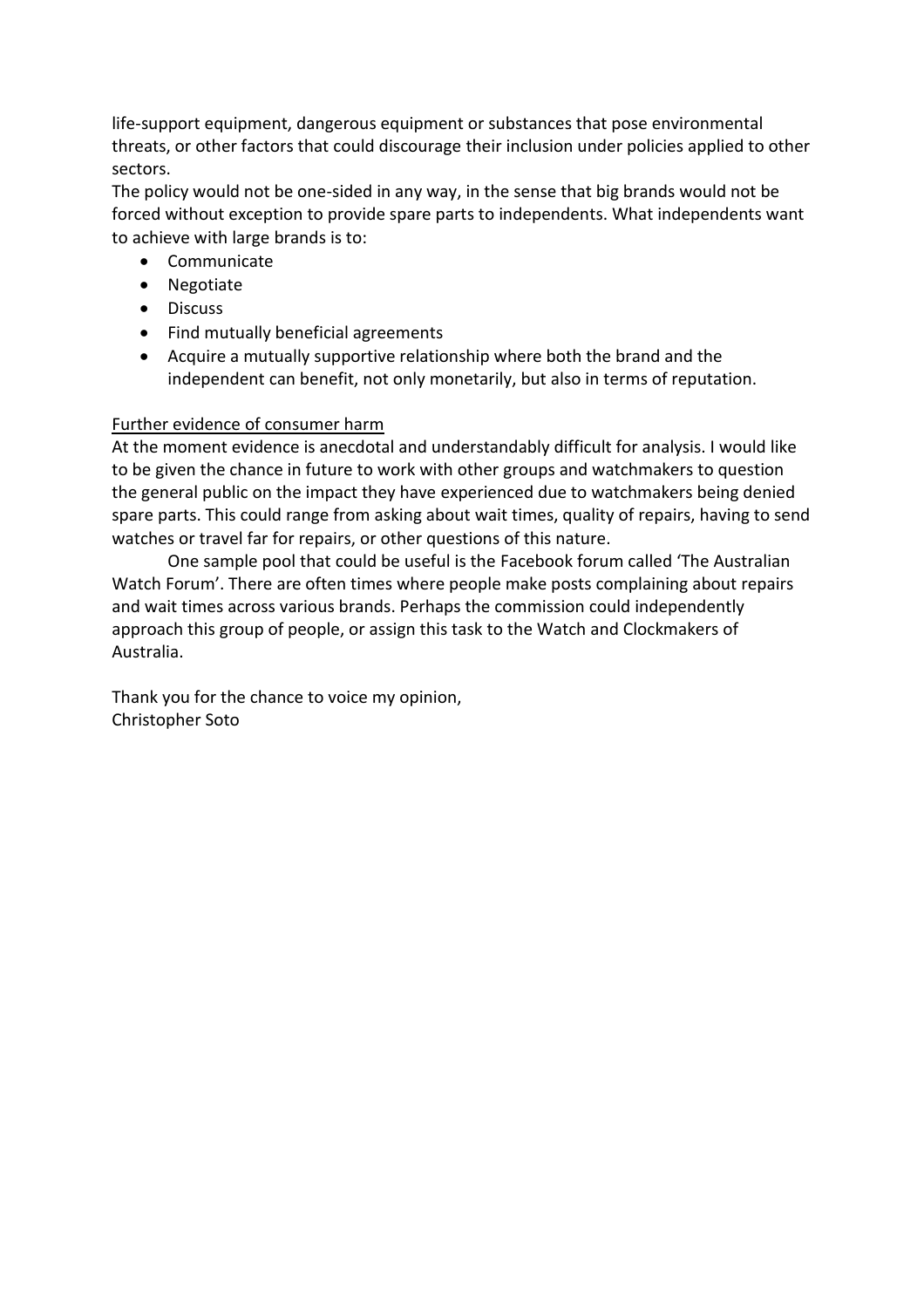life-support equipment, dangerous equipment or substances that pose environmental threats, or other factors that could discourage their inclusion under policies applied to other sectors.

The policy would not be one-sided in any way, in the sense that big brands would not be forced without exception to provide spare parts to independents. What independents want to achieve with large brands is to:

- Communicate
- Negotiate
- Discuss
- Find mutually beneficial agreements
- Acquire a mutually supportive relationship where both the brand and the independent can benefit, not only monetarily, but also in terms of reputation.

<u>Further evidence of consumer harm</u>

At the moment evidence is anecdotal and understandably difficult for analysis. I would like to be given the chance in future to work with other groups and watchmakers to question the general public on the impact they have experienced due to watchmakers being denied spare parts. This could range from asking about wait times, quality of repairs, having to send watches or travel far for repairs, or other questions of this nature.

One sample pool that could be useful is the Facebook forum called 'The Australian Watch Forum'. There are often times where people make posts complaining about repairs and wait times across various brands. Perhaps the commission could independently approach this group of people, or assign this task to the Watch and Clockmakers of Australia.

Thank you for the chance to voice my opinion,
Christopher Soto